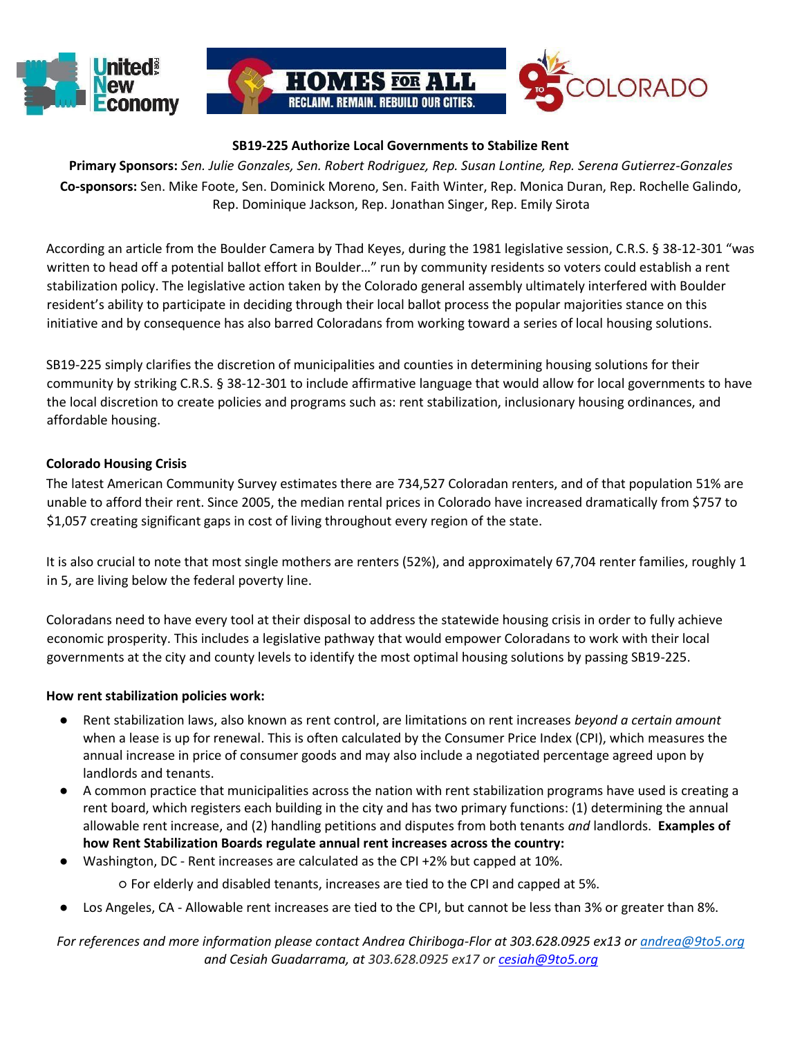United for a New Economy | HOMES FOR ALL — RECLAIM. REMAIN. REBUILD OUR CITIES. | 9to5 COLORADO

**SB19-225 Authorize Local Governments to Stabilize Rent**

**Primary Sponsors:** *Sen. Julie Gonzales, Sen. Robert Rodriguez, Rep. Susan Lontine, Rep. Serena Gutierrez-Gonzales*
**Co-sponsors:** Sen. Mike Foote, Sen. Dominick Moreno, Sen. Faith Winter, Rep. Monica Duran, Rep. Rochelle Galindo, Rep. Dominique Jackson, Rep. Jonathan Singer, Rep. Emily Sirota

According an article from the Boulder Camera by Thad Keyes, during the 1981 legislative session, C.R.S. § 38-12-301 "was written to head off a potential ballot effort in Boulder…" run by community residents so voters could establish a rent stabilization policy. The legislative action taken by the Colorado general assembly ultimately interfered with Boulder resident's ability to participate in deciding through their local ballot process the popular majorities stance on this initiative and by consequence has also barred Coloradans from working toward a series of local housing solutions.

SB19-225 simply clarifies the discretion of municipalities and counties in determining housing solutions for their community by striking C.R.S. § 38-12-301 to include affirmative language that would allow for local governments to have the local discretion to create policies and programs such as: rent stabilization, inclusionary housing ordinances, and affordable housing.

**Colorado Housing Crisis**

The latest American Community Survey estimates there are 734,527 Coloradan renters, and of that population 51% are unable to afford their rent. Since 2005, the median rental prices in Colorado have increased dramatically from $757 to $1,057 creating significant gaps in cost of living throughout every region of the state.

It is also crucial to note that most single mothers are renters (52%), and approximately 67,704 renter families, roughly 1 in 5, are living below the federal poverty line.

Coloradans need to have every tool at their disposal to address the statewide housing crisis in order to fully achieve economic prosperity. This includes a legislative pathway that would empower Coloradans to work with their local governments at the city and county levels to identify the most optimal housing solutions by passing SB19-225.

**How rent stabilization policies work:**

- Rent stabilization laws, also known as rent control, are limitations on rent increases *beyond a certain amount* when a lease is up for renewal. This is often calculated by the Consumer Price Index (CPI), which measures the annual increase in price of consumer goods and may also include a negotiated percentage agreed upon by landlords and tenants.
- A common practice that municipalities across the nation with rent stabilization programs have used is creating a rent board, which registers each building in the city and has two primary functions: (1) determining the annual allowable rent increase, and (2) handling petitions and disputes from both tenants *and* landlords. **Examples of how Rent Stabilization Boards regulate annual rent increases across the country:**
- Washington, DC - Rent increases are calculated as the CPI +2% but capped at 10%.
  - For elderly and disabled tenants, increases are tied to the CPI and capped at 5%.
- Los Angeles, CA - Allowable rent increases are tied to the CPI, but cannot be less than 3% or greater than 8%.

*For references and more information please contact Andrea Chiriboga-Flor at 303.628.0925 ex13 or andrea@9to5.org and Cesiah Guadarrama, at 303.628.0925 ex17 or cesiah@9to5.org*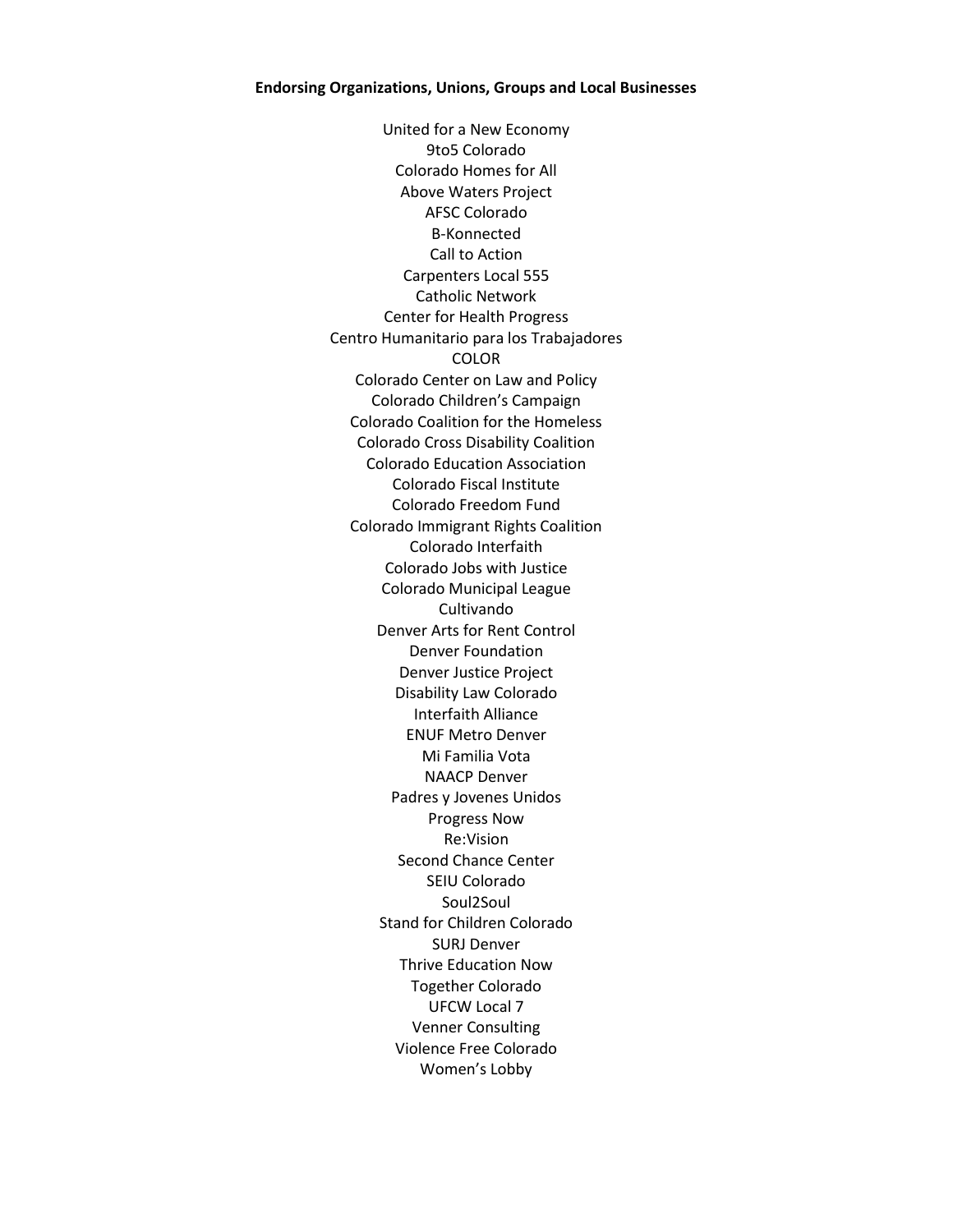**Endorsing Organizations, Unions, Groups and Local Businesses**

United for a New Economy
9to5 Colorado
Colorado Homes for All
Above Waters Project
AFSC Colorado
B-Konnected
Call to Action
Carpenters Local 555
Catholic Network
Center for Health Progress
Centro Humanitario para los Trabajadores
COLOR
Colorado Center on Law and Policy
Colorado Children's Campaign
Colorado Coalition for the Homeless
Colorado Cross Disability Coalition
Colorado Education Association
Colorado Fiscal Institute
Colorado Freedom Fund
Colorado Immigrant Rights Coalition
Colorado Interfaith
Colorado Jobs with Justice
Colorado Municipal League
Cultivando
Denver Arts for Rent Control
Denver Foundation
Denver Justice Project
Disability Law Colorado
Interfaith Alliance
ENUF Metro Denver
Mi Familia Vota
NAACP Denver
Padres y Jovenes Unidos
Progress Now
Re:Vision
Second Chance Center
SEIU Colorado
Soul2Soul
Stand for Children Colorado
SURJ Denver
Thrive Education Now
Together Colorado
UFCW Local 7
Venner Consulting
Violence Free Colorado
Women's Lobby